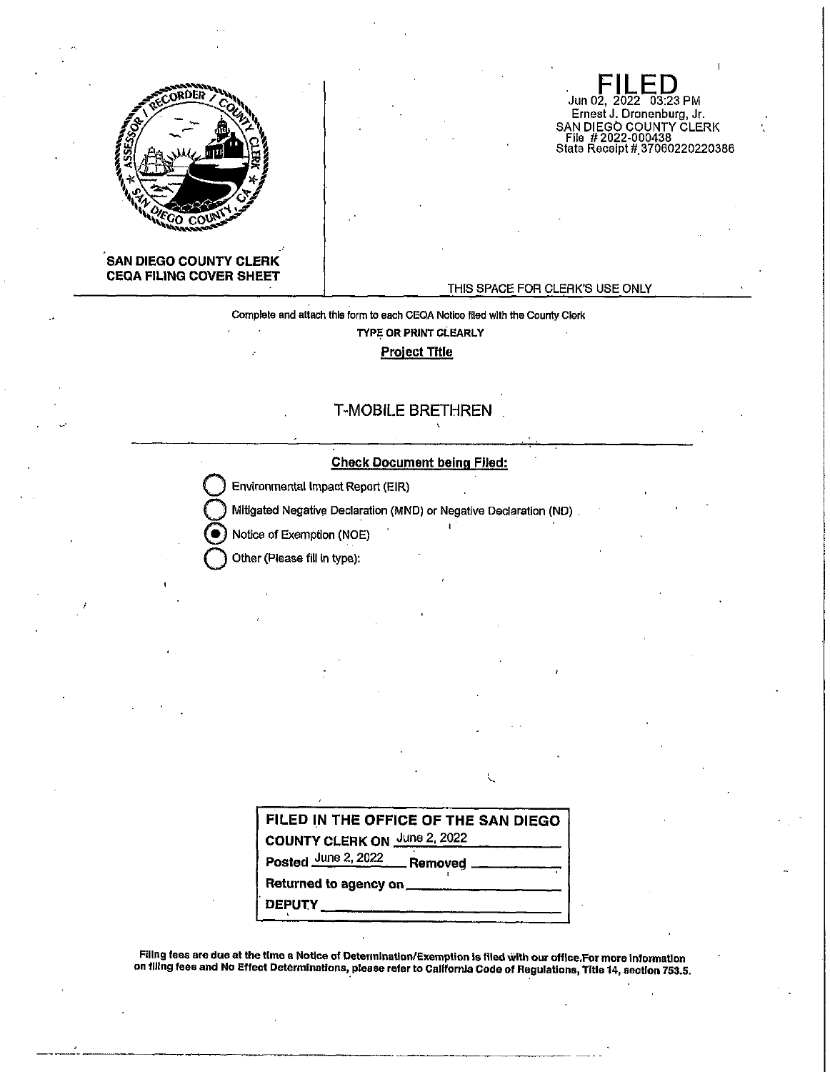**SAN DIEGO COUNTY CLERK**
**CEQA FILING COVER SHEET**

**FILED**
Jun 02, 2022 03:23 PM
Ernest J. Dronenburg, Jr.
SAN DIEGO COUNTY CLERK
File # 2022-000438
State Receipt # 37060220220386

THIS SPACE FOR CLERK'S USE ONLY

Complete and attach this form to each CEQA Notice filed with the County Clerk

**TYPE OR PRINT CLEARLY**

**Project Title**

T-MOBILE BRETHREN

**Check Document being Filed:**

- ○ Environmental Impact Report (EIR)
- ○ Mitigated Negative Declaration (MND) or Negative Declaration (ND)
- ● Notice of Exemption (NOE)
- ○ Other (Please fill in type):

| FILED IN THE OFFICE OF THE SAN DIEGO COUNTY CLERK ON June 2, 2022 |
|---|
| Posted June 2, 2022 Removed ______ |
| Returned to agency on ______ |
| DEPUTY ______ |

**Filing fees are due at the time a Notice of Determination/Exemption is filed with our office.For more information on filing fees and No Effect Determinations, please refer to California Code of Regulations, Title 14, section 753.5.**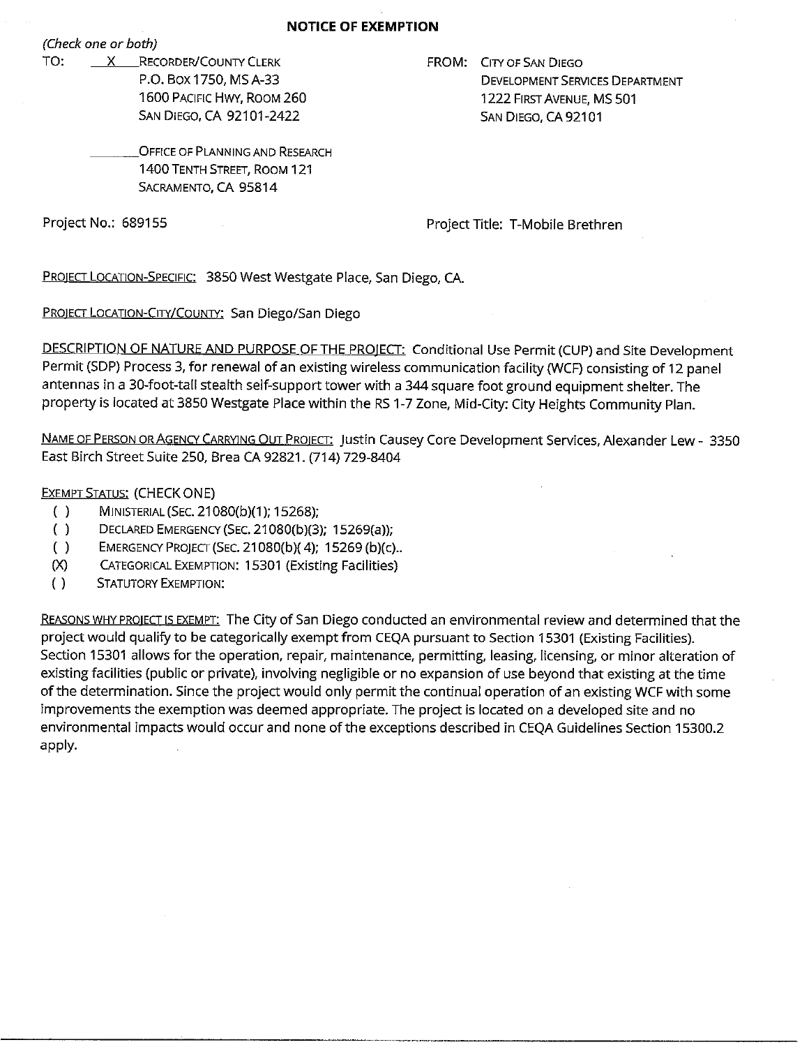# NOTICE OF EXEMPTION

*(Check one or both)*

TO: __X__ RECORDER/COUNTY CLERK
P.O. BOX 1750, MS A-33
1600 PACIFIC HWY, ROOM 260
SAN DIEGO, CA 92101-2422

_____ OFFICE OF PLANNING AND RESEARCH
1400 TENTH STREET, ROOM 121
SACRAMENTO, CA 95814

FROM: CITY OF SAN DIEGO
DEVELOPMENT SERVICES DEPARTMENT
1222 FIRST AVENUE, MS 501
SAN DIEGO, CA 92101

Project No.: 689155

Project Title: T-Mobile Brethren

PROJECT LOCATION-SPECIFIC: 3850 West Westgate Place, San Diego, CA.

PROJECT LOCATION-CITY/COUNTY: San Diego/San Diego

DESCRIPTION OF NATURE AND PURPOSE OF THE PROJECT: Conditional Use Permit (CUP) and Site Development Permit (SDP) Process 3, for renewal of an existing wireless communication facility (WCF) consisting of 12 panel antennas in a 30-foot-tall stealth self-support tower with a 344 square foot ground equipment shelter. The property is located at 3850 Westgate Place within the RS 1-7 Zone, Mid-City: City Heights Community Plan.

NAME OF PERSON OR AGENCY CARRYING OUT PROJECT: Justin Causey Core Development Services, Alexander Lew - 3350 East Birch Street Suite 250, Brea CA 92821. (714) 729-8404

EXEMPT STATUS: (CHECK ONE)

- ( ) MINISTERIAL (SEC. 21080(b)(1); 15268);
- ( ) DECLARED EMERGENCY (SEC. 21080(b)(3); 15269(a));
- ( ) EMERGENCY PROJECT (SEC. 21080(b)( 4); 15269 (b)(c)..
- (X) CATEGORICAL EXEMPTION: 15301 (Existing Facilities)
- ( ) STATUTORY EXEMPTION:

REASONS WHY PROJECT IS EXEMPT: The City of San Diego conducted an environmental review and determined that the project would qualify to be categorically exempt from CEQA pursuant to Section 15301 (Existing Facilities). Section 15301 allows for the operation, repair, maintenance, permitting, leasing, licensing, or minor alteration of existing facilities (public or private), involving negligible or no expansion of use beyond that existing at the time of the determination. Since the project would only permit the continual operation of an existing WCF with some improvements the exemption was deemed appropriate. The project is located on a developed site and no environmental impacts would occur and none of the exceptions described in CEQA Guidelines Section 15300.2 apply.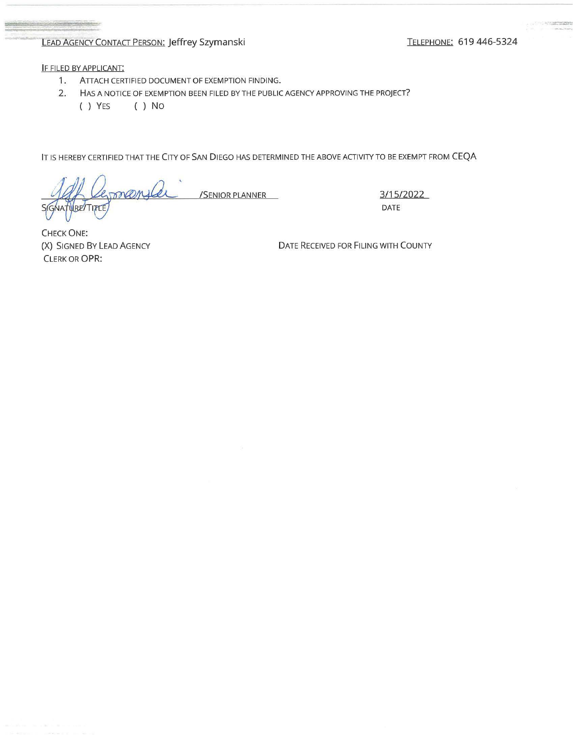LEAD AGENCY CONTACT PERSON: Jeffrey Szymanski TELEPHONE: 619 446-5324

IF FILED BY APPLICANT:

1. ATTACH CERTIFIED DOCUMENT OF EXEMPTION FINDING.
2. HAS A NOTICE OF EXEMPTION BEEN FILED BY THE PUBLIC AGENCY APPROVING THE PROJECT?

   ( ) YES ( ) NO

IT IS HEREBY CERTIFIED THAT THE CITY OF SAN DIEGO HAS DETERMINED THE ABOVE ACTIVITY TO BE EXEMPT FROM CEQA

/SENIOR PLANNER 3/15/2022

SIGNATURE/TITLE DATE

CHECK ONE:

(X) SIGNED BY LEAD AGENCY DATE RECEIVED FOR FILING WITH COUNTY

CLERK OR OPR: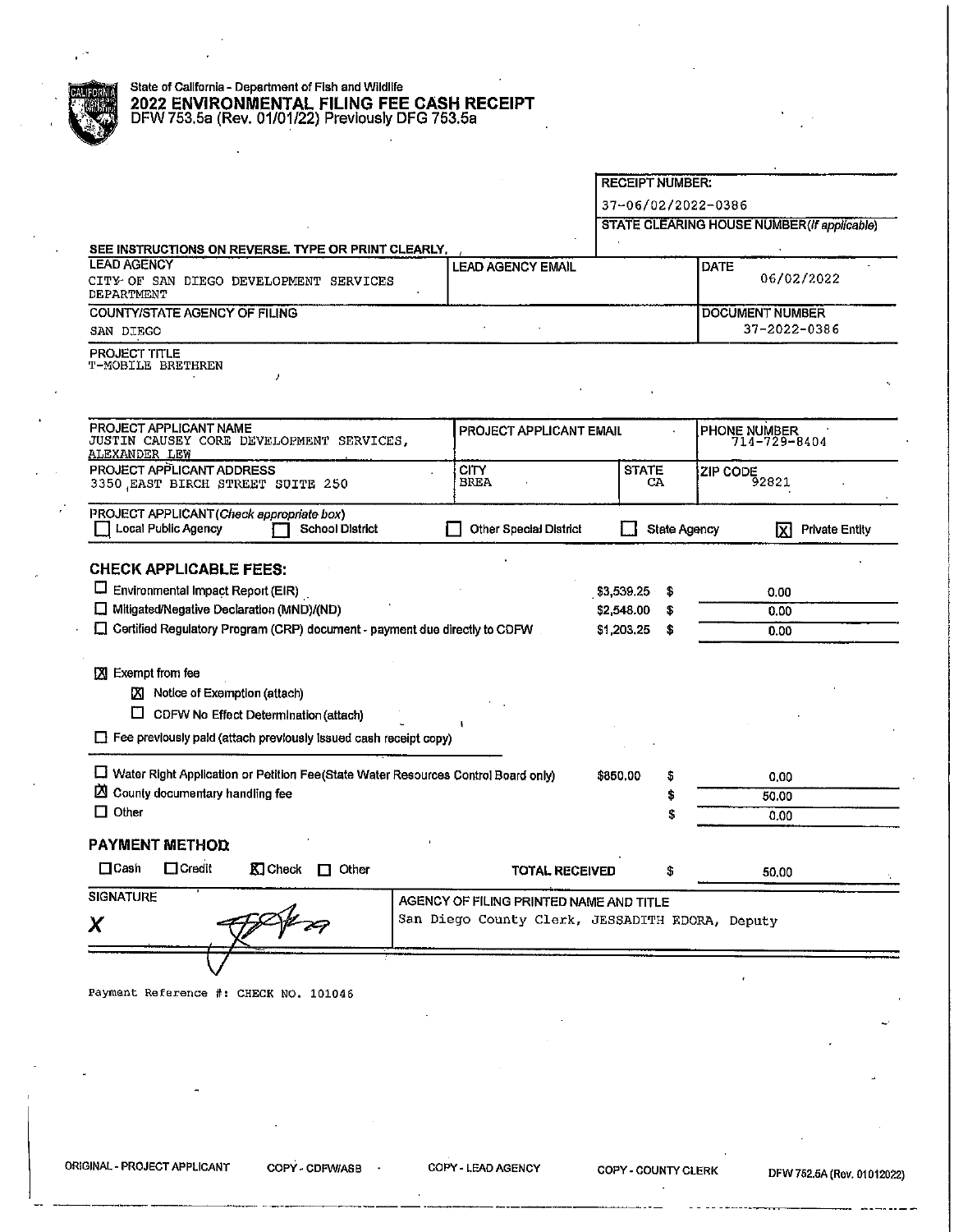State of California - Department of Fish and Wildlife

# 2022 ENVIRONMENTAL FILING FEE CASH RECEIPT

DFW 753.5a (Rev. 01/01/22) Previously DFG 753.5a

**RECEIPT NUMBER:** 37-06/02/2022-0386

**STATE CLEARING HOUSE NUMBER** *(If applicable)*:

SEE INSTRUCTIONS ON REVERSE. TYPE OR PRINT CLEARLY.

| LEAD AGENCY | LEAD AGENCY EMAIL | DATE |
|---|---|---|
| CITY OF SAN DIEGO DEVELOPMENT SERVICES DEPARTMENT | | 06/02/2022 |

| COUNTY/STATE AGENCY OF FILING | DOCUMENT NUMBER |
|---|---|
| SAN DIEGO | 37-2022-0386 |

**PROJECT TITLE**
T-MOBILE BRETHREN

| PROJECT APPLICANT NAME | PROJECT APPLICANT EMAIL | PHONE NUMBER |
|---|---|---|
| JUSTIN CAUSEY CORE DEVELOPMENT SERVICES, ALEXANDER LEW | | 714-729-8404 |

| PROJECT APPLICANT ADDRESS | CITY | STATE | ZIP CODE |
|---|---|---|---|
| 3350 EAST BIRCH STREET SUITE 250 | BREA | CA | 92821 |

PROJECT APPLICANT *(Check appropriate box)*

☐ Local Public Agency ☐ School District ☐ Other Special District ☐ State Agency ☒ Private Entity

## CHECK APPLICABLE FEES:

| | | |
|---|---|---|
| ☐ Environmental Impact Report (EIR) | $3,539.25 | $ 0.00 |
| ☐ Mitigated/Negative Declaration (MND)/(ND) | $2,548.00 | $ 0.00 |
| ☐ Certified Regulatory Program (CRP) document - payment due directly to CDFW | $1,203.25 | $ 0.00 |

☒ Exempt from fee

- ☒ Notice of Exemption (attach)
- ☐ CDFW No Effect Determination (attach)

☐ Fee previously paid (attach previously issued cash receipt copy)

| | | |
|---|---|---|
| ☐ Water Right Application or Petition Fee (State Water Resources Control Board only) | $850.00 | $ 0.00 |
| ☒ County documentary handling fee | | $ 50.00 |
| ☐ Other | | $ 0.00 |

## PAYMENT METHOD:

☐ Cash ☐ Credit ☒ Check ☐ Other

**TOTAL RECEIVED** $ 50.00

| SIGNATURE | AGENCY OF FILING PRINTED NAME AND TITLE |
|---|---|
| X [signature] | San Diego County Clerk, JESSADITH EDORA, Deputy |

Payment Reference #: CHECK NO. 101046

ORIGINAL - PROJECT APPLICANT COPY - CDFW/ASB COPY - LEAD AGENCY COPY - COUNTY CLERK DFW 752.5A (Rev. 01012022)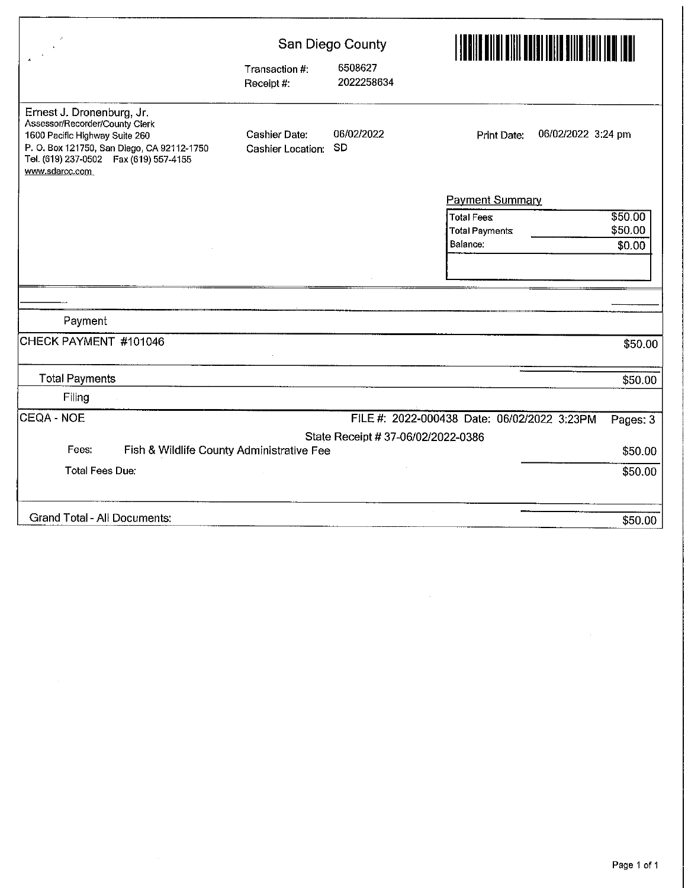# San Diego County

Transaction #: 6508627
Receipt #: 2022258634

Ernest J. Dronenburg, Jr.
Assessor/Recorder/County Clerk
1600 Pacific Highway Suite 260
P. O. Box 121750, San Diego, CA 92112-1750
Tel. (619) 237-0502 Fax (619) 557-4155
www.sdarcc.com

Cashier Date: 06/02/2022
Cashier Location: SD

Print Date: 06/02/2022 3:24 pm

**Payment Summary**

| | |
|---|---|
| Total Fees | $50.00 |
| Total Payments | $50.00 |
| Balance: | $0.00 |

## Payment

| | |
|---|---|
| CHECK PAYMENT #101046 | $50.00 |
| Total Payments | $50.00 |

## Filing

CEQA - NOE    FILE #: 2022-000438 Date: 06/02/2022 3:23PM    Pages: 3

State Receipt # 37-06/02/2022-0386

| | | |
|---|---|---|
| Fees: | Fish & Wildlife County Administrative Fee | $50.00 |
| Total Fees Due: | | $50.00 |
| Grand Total - All Documents: | | $50.00 |